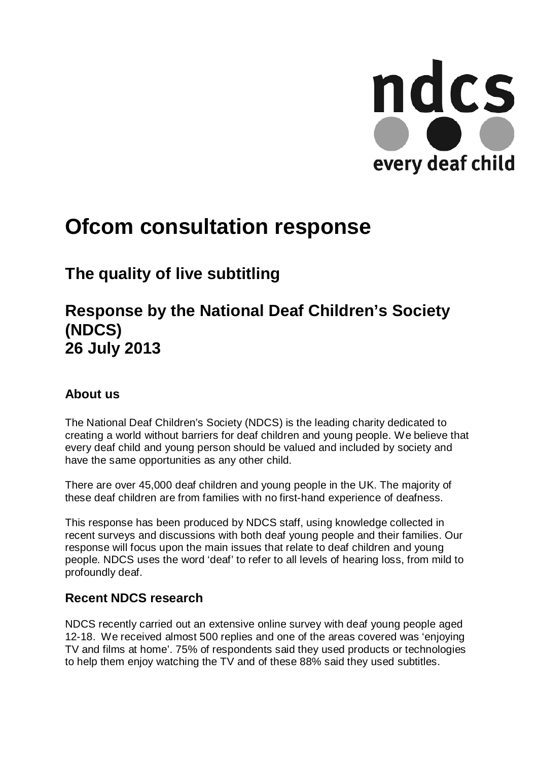ndcs

every deaf child

# Ofcom consultation response

## The quality of live subtitling

## Response by the National Deaf Children's Society (NDCS) 26 July 2013

### About us

The National Deaf Children's Society (NDCS) is the leading charity dedicated to creating a world without barriers for deaf children and young people. We believe that every deaf child and young person should be valued and included by society and have the same opportunities as any other child.

There are over 45,000 deaf children and young people in the UK. The majority of these deaf children are from families with no first-hand experience of deafness.

This response has been produced by NDCS staff, using knowledge collected in recent surveys and discussions with both deaf young people and their families. Our response will focus upon the main issues that relate to deaf children and young people. NDCS uses the word 'deaf' to refer to all levels of hearing loss, from mild to profoundly deaf.

### Recent NDCS research

NDCS recently carried out an extensive online survey with deaf young people aged 12-18. We received almost 500 replies and one of the areas covered was 'enjoying TV and films at home'. 75% of respondents said they used products or technologies to help them enjoy watching the TV and of these 88% said they used subtitles.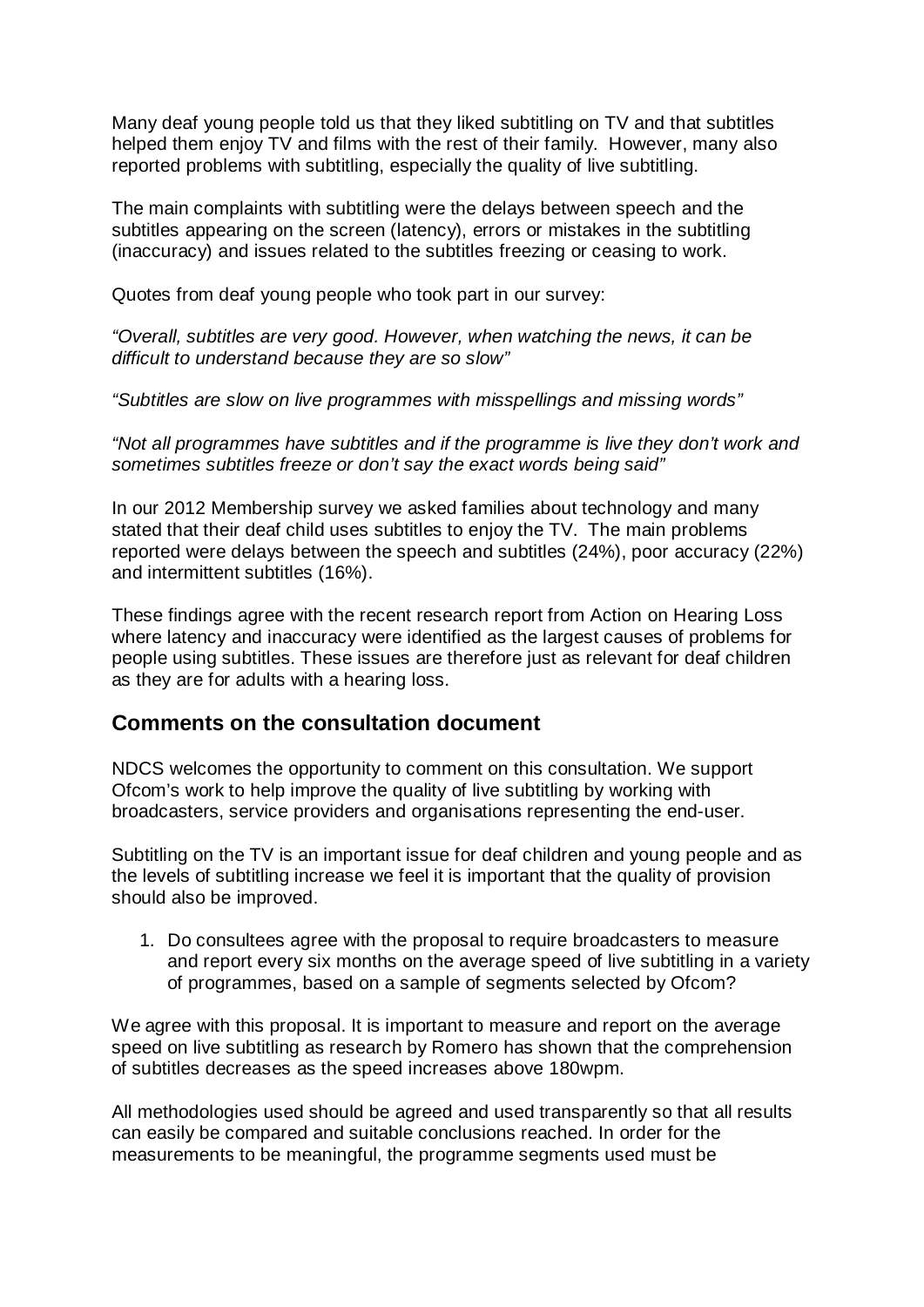Many deaf young people told us that they liked subtitling on TV and that subtitles helped them enjoy TV and films with the rest of their family. However, many also reported problems with subtitling, especially the quality of live subtitling.

The main complaints with subtitling were the delays between speech and the subtitles appearing on the screen (latency), errors or mistakes in the subtitling (inaccuracy) and issues related to the subtitles freezing or ceasing to work.

Quotes from deaf young people who took part in our survey:

*"Overall, subtitles are very good. However, when watching the news, it can be difficult to understand because they are so slow"*

*"Subtitles are slow on live programmes with misspellings and missing words"*

*"Not all programmes have subtitles and if the programme is live they don't work and sometimes subtitles freeze or don't say the exact words being said"*

In our 2012 Membership survey we asked families about technology and many stated that their deaf child uses subtitles to enjoy the TV. The main problems reported were delays between the speech and subtitles (24%), poor accuracy (22%) and intermittent subtitles (16%).

These findings agree with the recent research report from Action on Hearing Loss where latency and inaccuracy were identified as the largest causes of problems for people using subtitles. These issues are therefore just as relevant for deaf children as they are for adults with a hearing loss.

## Comments on the consultation document

NDCS welcomes the opportunity to comment on this consultation. We support Ofcom's work to help improve the quality of live subtitling by working with broadcasters, service providers and organisations representing the end-user.

Subtitling on the TV is an important issue for deaf children and young people and as the levels of subtitling increase we feel it is important that the quality of provision should also be improved.

1. Do consultees agree with the proposal to require broadcasters to measure and report every six months on the average speed of live subtitling in a variety of programmes, based on a sample of segments selected by Ofcom?

We agree with this proposal. It is important to measure and report on the average speed on live subtitling as research by Romero has shown that the comprehension of subtitles decreases as the speed increases above 180wpm.

All methodologies used should be agreed and used transparently so that all results can easily be compared and suitable conclusions reached. In order for the measurements to be meaningful, the programme segments used must be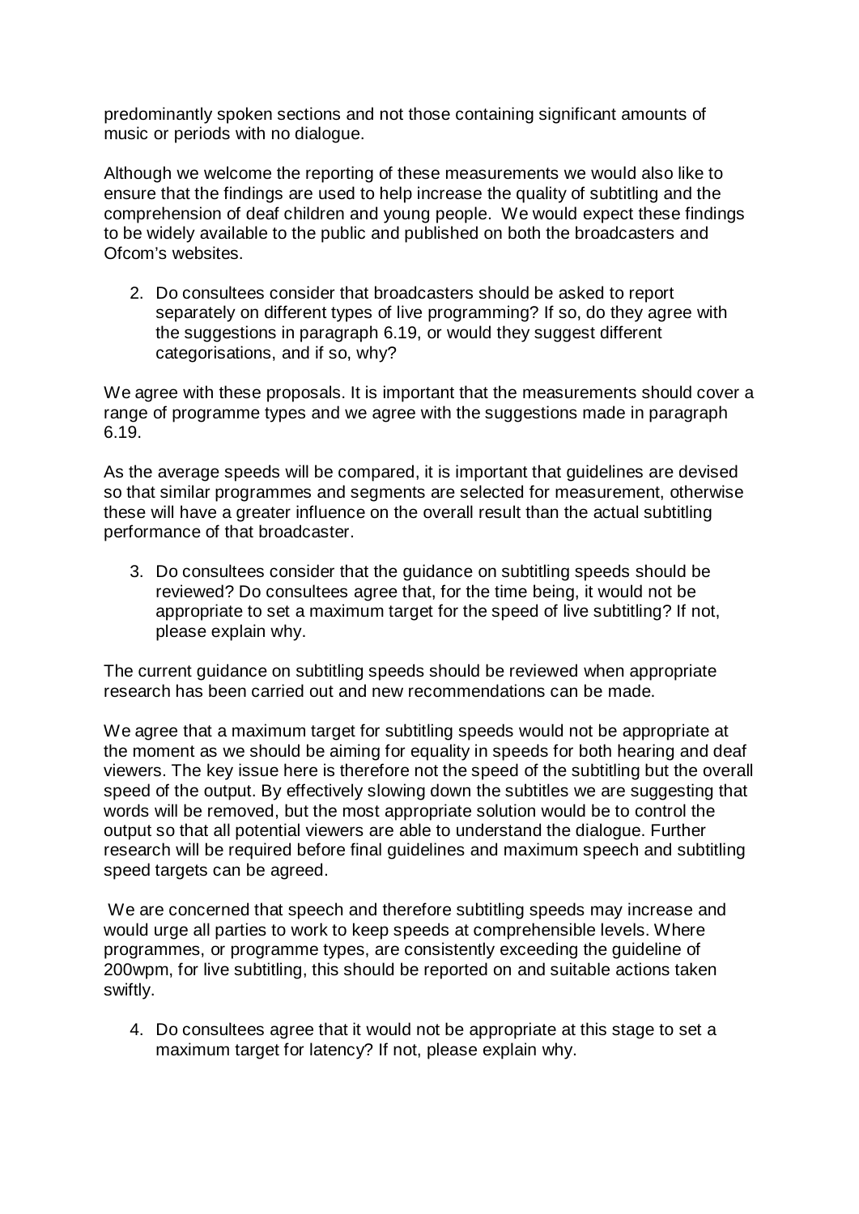predominantly spoken sections and not those containing significant amounts of music or periods with no dialogue.

Although we welcome the reporting of these measurements we would also like to ensure that the findings are used to help increase the quality of subtitling and the comprehension of deaf children and young people. We would expect these findings to be widely available to the public and published on both the broadcasters and Ofcom's websites.

2. Do consultees consider that broadcasters should be asked to report separately on different types of live programming? If so, do they agree with the suggestions in paragraph 6.19, or would they suggest different categorisations, and if so, why?

We agree with these proposals. It is important that the measurements should cover a range of programme types and we agree with the suggestions made in paragraph 6.19.

As the average speeds will be compared, it is important that guidelines are devised so that similar programmes and segments are selected for measurement, otherwise these will have a greater influence on the overall result than the actual subtitling performance of that broadcaster.

3. Do consultees consider that the guidance on subtitling speeds should be reviewed? Do consultees agree that, for the time being, it would not be appropriate to set a maximum target for the speed of live subtitling? If not, please explain why.

The current guidance on subtitling speeds should be reviewed when appropriate research has been carried out and new recommendations can be made.

We agree that a maximum target for subtitling speeds would not be appropriate at the moment as we should be aiming for equality in speeds for both hearing and deaf viewers. The key issue here is therefore not the speed of the subtitling but the overall speed of the output. By effectively slowing down the subtitles we are suggesting that words will be removed, but the most appropriate solution would be to control the output so that all potential viewers are able to understand the dialogue. Further research will be required before final guidelines and maximum speech and subtitling speed targets can be agreed.

We are concerned that speech and therefore subtitling speeds may increase and would urge all parties to work to keep speeds at comprehensible levels. Where programmes, or programme types, are consistently exceeding the guideline of 200wpm, for live subtitling, this should be reported on and suitable actions taken swiftly.

4. Do consultees agree that it would not be appropriate at this stage to set a maximum target for latency? If not, please explain why.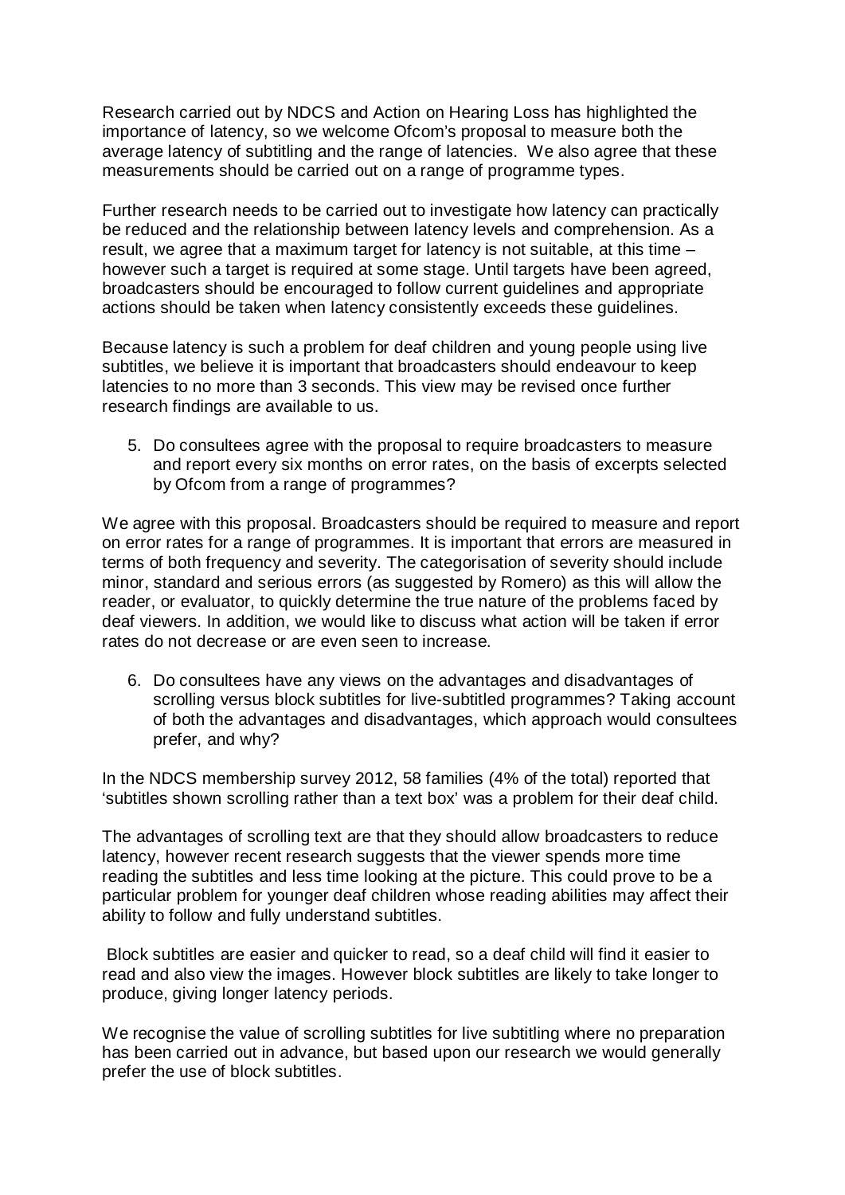Research carried out by NDCS and Action on Hearing Loss has highlighted the importance of latency, so we welcome Ofcom's proposal to measure both the average latency of subtitling and the range of latencies. We also agree that these measurements should be carried out on a range of programme types.

Further research needs to be carried out to investigate how latency can practically be reduced and the relationship between latency levels and comprehension. As a result, we agree that a maximum target for latency is not suitable, at this time – however such a target is required at some stage. Until targets have been agreed, broadcasters should be encouraged to follow current guidelines and appropriate actions should be taken when latency consistently exceeds these guidelines.

Because latency is such a problem for deaf children and young people using live subtitles, we believe it is important that broadcasters should endeavour to keep latencies to no more than 3 seconds. This view may be revised once further research findings are available to us.

5. Do consultees agree with the proposal to require broadcasters to measure and report every six months on error rates, on the basis of excerpts selected by Ofcom from a range of programmes?

We agree with this proposal. Broadcasters should be required to measure and report on error rates for a range of programmes. It is important that errors are measured in terms of both frequency and severity. The categorisation of severity should include minor, standard and serious errors (as suggested by Romero) as this will allow the reader, or evaluator, to quickly determine the true nature of the problems faced by deaf viewers. In addition, we would like to discuss what action will be taken if error rates do not decrease or are even seen to increase.

6. Do consultees have any views on the advantages and disadvantages of scrolling versus block subtitles for live-subtitled programmes? Taking account of both the advantages and disadvantages, which approach would consultees prefer, and why?

In the NDCS membership survey 2012, 58 families (4% of the total) reported that 'subtitles shown scrolling rather than a text box' was a problem for their deaf child.

The advantages of scrolling text are that they should allow broadcasters to reduce latency, however recent research suggests that the viewer spends more time reading the subtitles and less time looking at the picture. This could prove to be a particular problem for younger deaf children whose reading abilities may affect their ability to follow and fully understand subtitles.

Block subtitles are easier and quicker to read, so a deaf child will find it easier to read and also view the images. However block subtitles are likely to take longer to produce, giving longer latency periods.

We recognise the value of scrolling subtitles for live subtitling where no preparation has been carried out in advance, but based upon our research we would generally prefer the use of block subtitles.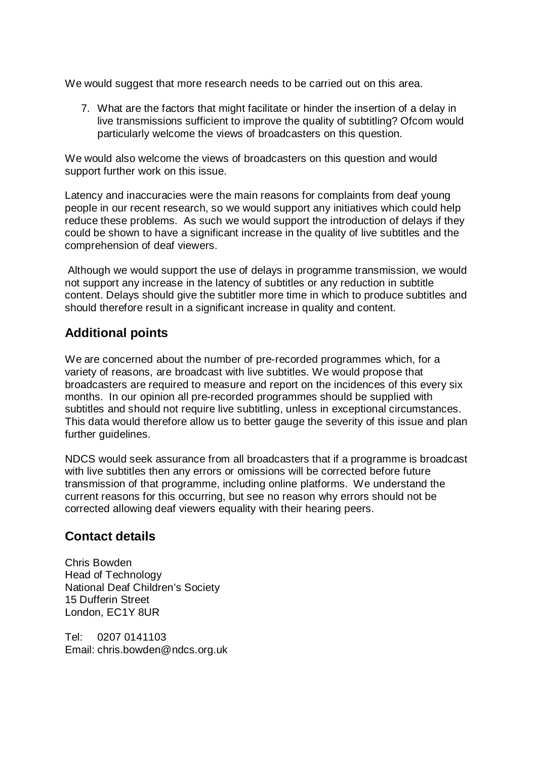We would suggest that more research needs to be carried out on this area.

7. What are the factors that might facilitate or hinder the insertion of a delay in live transmissions sufficient to improve the quality of subtitling? Ofcom would particularly welcome the views of broadcasters on this question.

We would also welcome the views of broadcasters on this question and would support further work on this issue.

Latency and inaccuracies were the main reasons for complaints from deaf young people in our recent research, so we would support any initiatives which could help reduce these problems. As such we would support the introduction of delays if they could be shown to have a significant increase in the quality of live subtitles and the comprehension of deaf viewers.

Although we would support the use of delays in programme transmission, we would not support any increase in the latency of subtitles or any reduction in subtitle content. Delays should give the subtitler more time in which to produce subtitles and should therefore result in a significant increase in quality and content.

## Additional points

We are concerned about the number of pre-recorded programmes which, for a variety of reasons, are broadcast with live subtitles. We would propose that broadcasters are required to measure and report on the incidences of this every six months. In our opinion all pre-recorded programmes should be supplied with subtitles and should not require live subtitling, unless in exceptional circumstances. This data would therefore allow us to better gauge the severity of this issue and plan further guidelines.

NDCS would seek assurance from all broadcasters that if a programme is broadcast with live subtitles then any errors or omissions will be corrected before future transmission of that programme, including online platforms. We understand the current reasons for this occurring, but see no reason why errors should not be corrected allowing deaf viewers equality with their hearing peers.

## Contact details

Chris Bowden
Head of Technology
National Deaf Children's Society
15 Dufferin Street
London, EC1Y 8UR

Tel: 0207 0141103
Email: chris.bowden@ndcs.org.uk